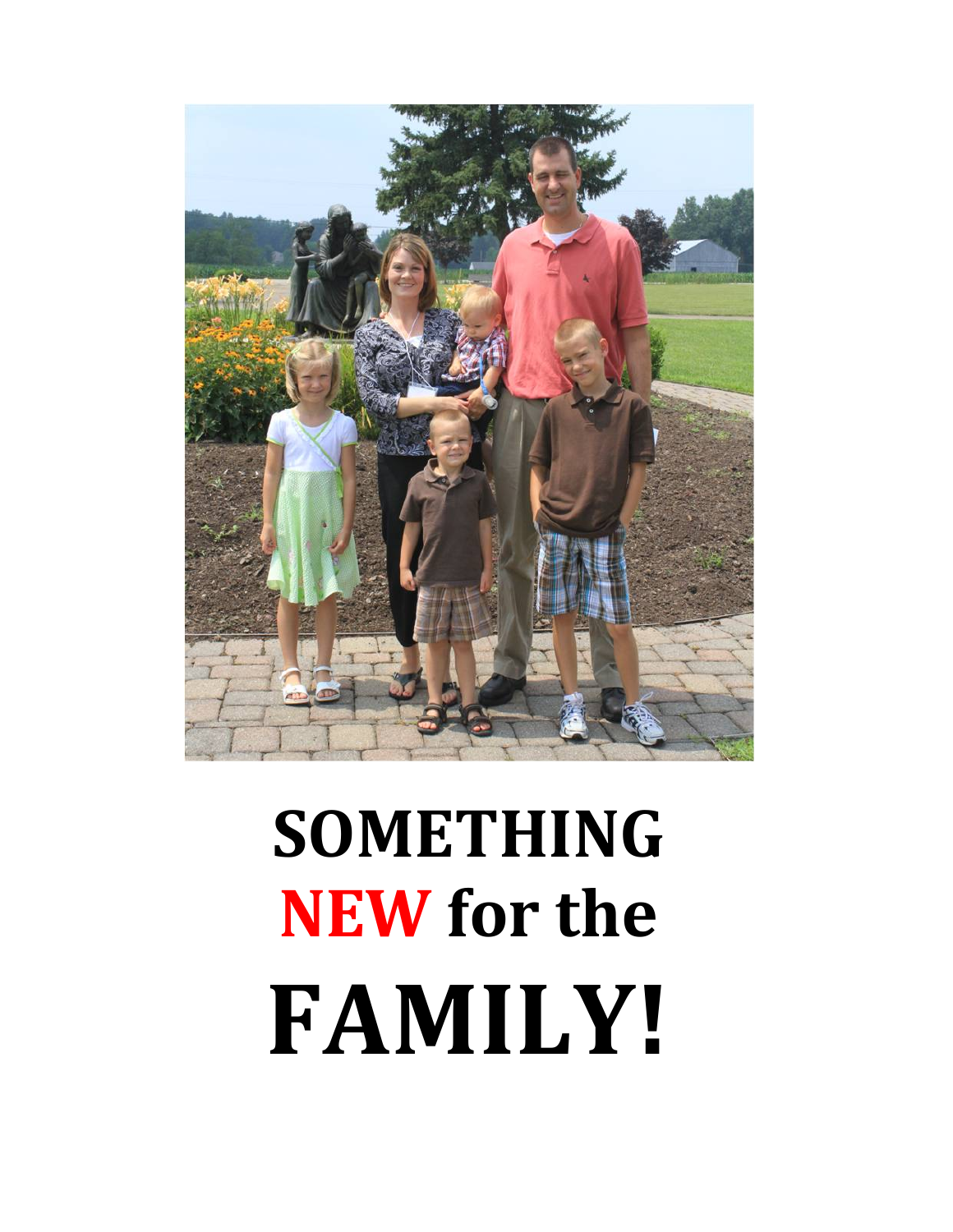# SOMETHING NEW for the FAMILY!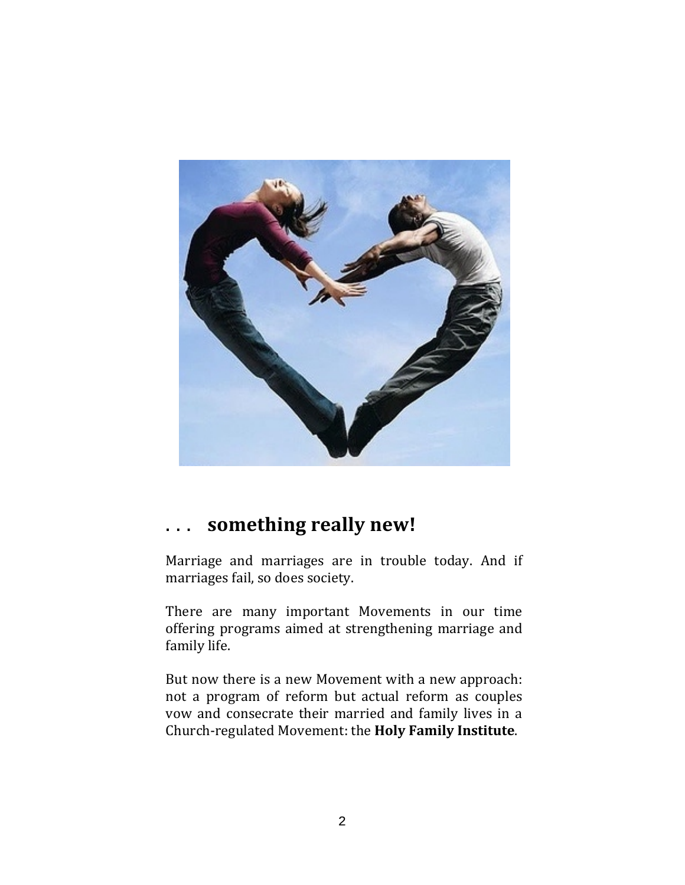## . . . something really new!

Marriage and marriages are in trouble today. And if marriages fail, so does society.

There are many important Movements in our time offering programs aimed at strengthening marriage and family life.

But now there is a new Movement with a new approach: not a program of reform but actual reform as couples vow and consecrate their married and family lives in a Church-regulated Movement: the **Holy Family Institute**.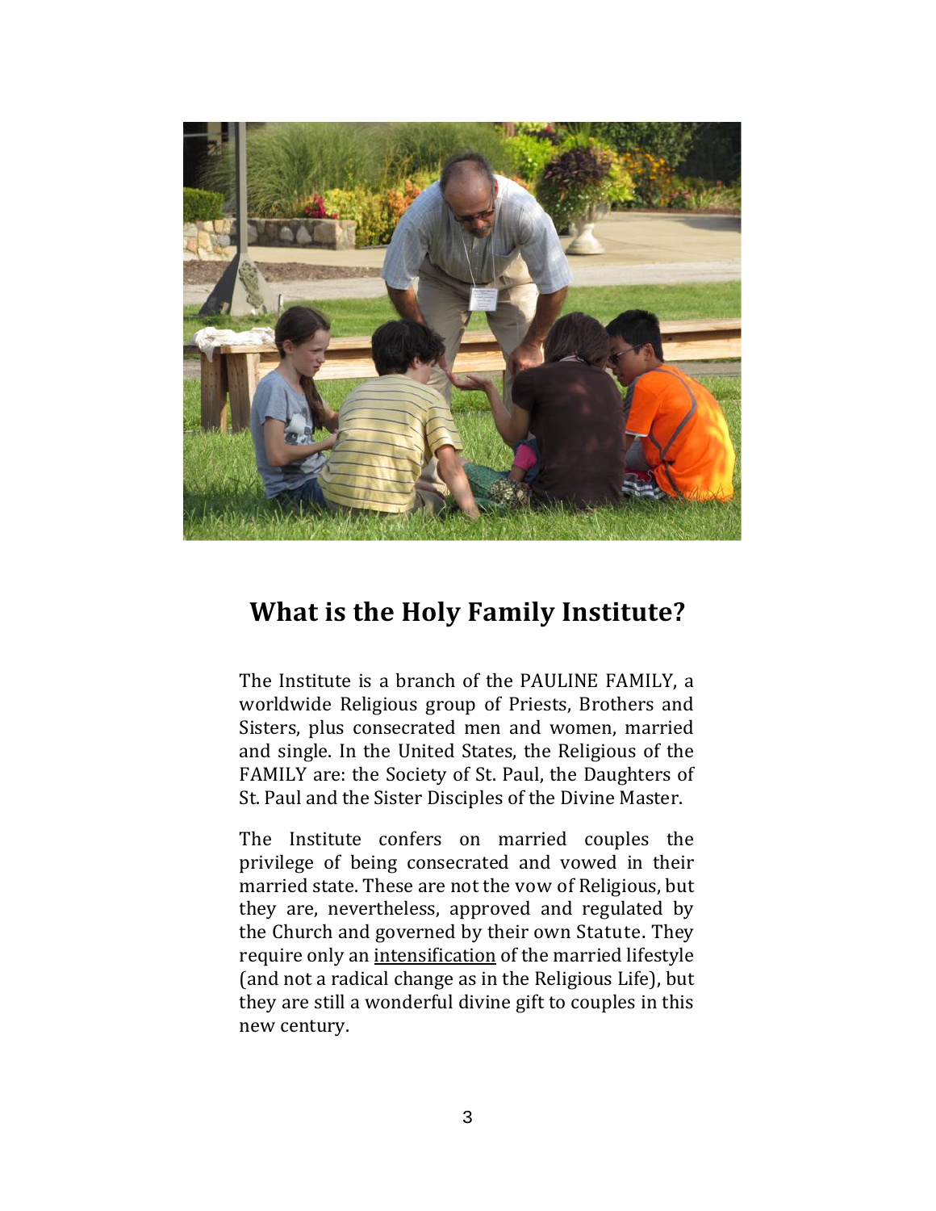## What is the Holy Family Institute?

The Institute is a branch of the PAULINE FAMILY, a worldwide Religious group of Priests, Brothers and Sisters, plus consecrated men and women, married and single. In the United States, the Religious of the FAMILY are: the Society of St. Paul, the Daughters of St. Paul and the Sister Disciples of the Divine Master.

The Institute confers on married couples the privilege of being consecrated and vowed in their married state. These are not the vow of Religious, but they are, nevertheless, approved and regulated by the Church and governed by their own Statute. They require only an <u>intensification</u> of the married lifestyle (and not a radical change as in the Religious Life), but they are still a wonderful divine gift to couples in this new century.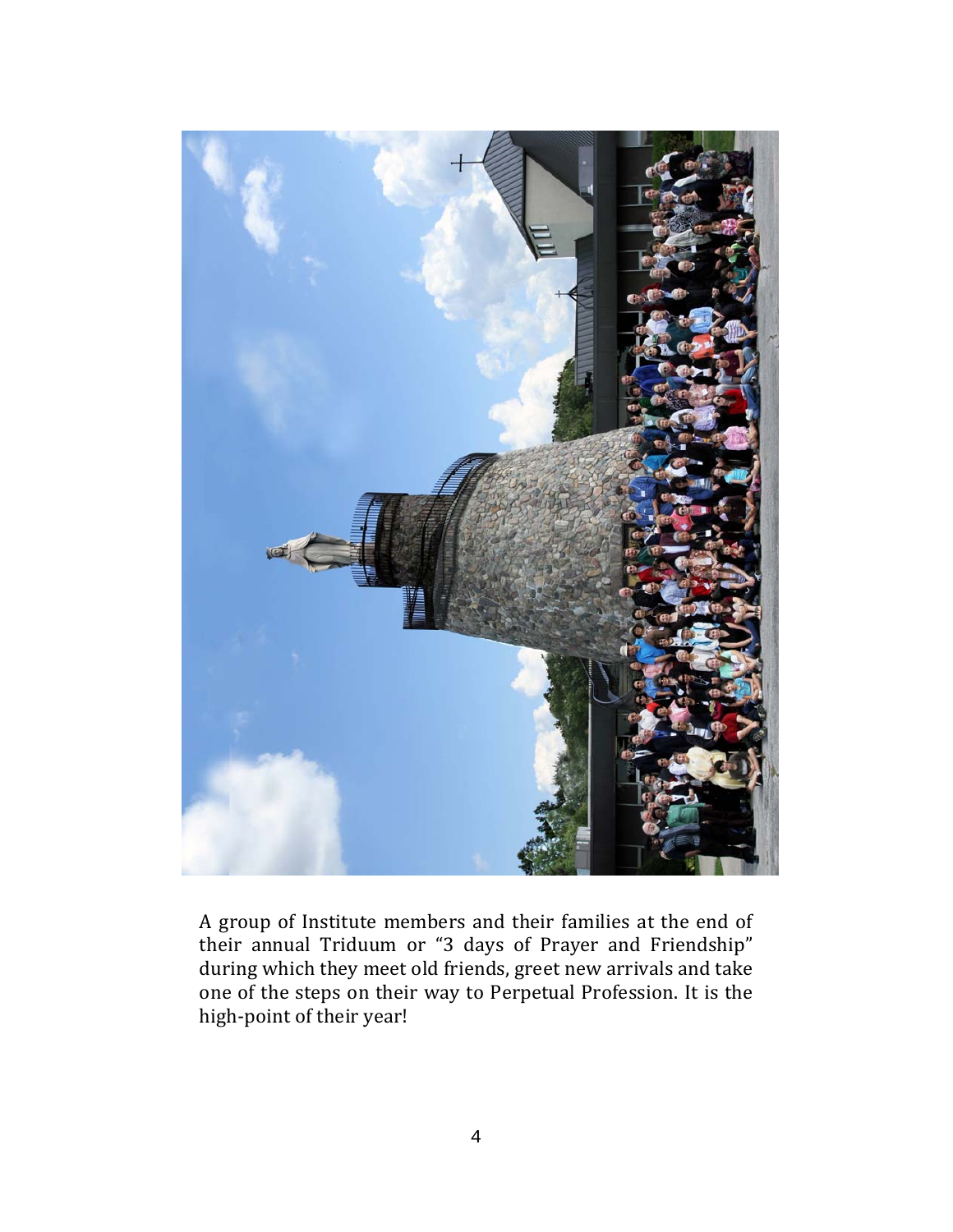A group of Institute members and their families at the end of their annual Triduum or "3 days of Prayer and Friendship" during which they meet old friends, greet new arrivals and take one of the steps on their way to Perpetual Profession. It is the high-point of their year!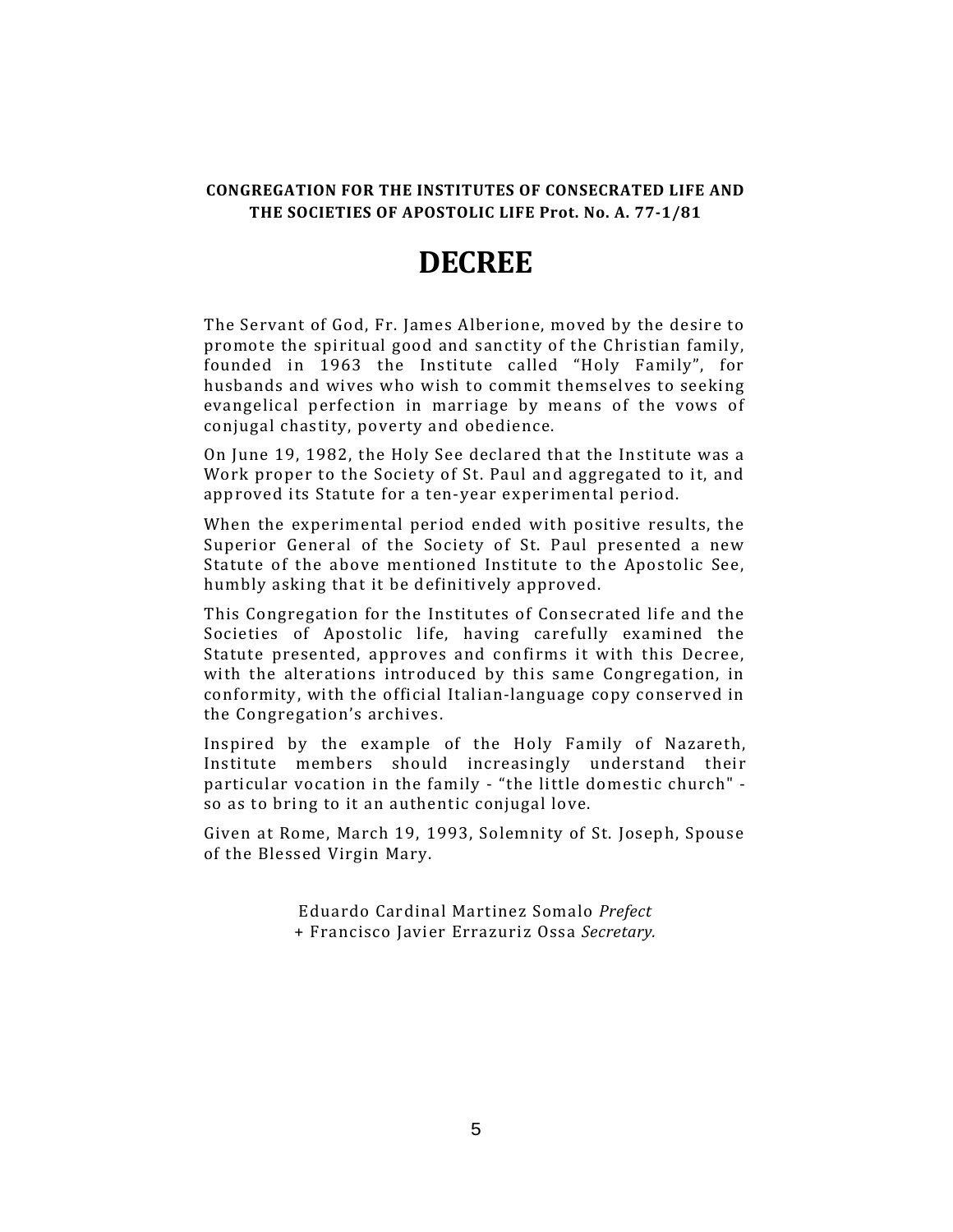**CONGREGATION FOR THE INSTITUTES OF CONSECRATED LIFE AND THE SOCIETIES OF APOSTOLIC LIFE Prot. No. A. 77-1/81**

# DECREE

The Servant of God, Fr. James Alberione, moved by the desire to promote the spiritual good and sanctity of the Christian family, founded in 1963 the Institute called "Holy Family", for husbands and wives who wish to commit themselves to seeking evangelical perfection in marriage by means of the vows of conjugal chastity, poverty and obedience.

On June 19, 1982, the Holy See declared that the Institute was a Work proper to the Society of St. Paul and aggregated to it, and approved its Statute for a ten-year experimental period.

When the experimental period ended with positive results, the Superior General of the Society of St. Paul presented a new Statute of the above mentioned Institute to the Apostolic See, humbly asking that it be definitively approved.

This Congregation for the Institutes of Consecrated life and the Societies of Apostolic life, having carefully examined the Statute presented, approves and confirms it with this Decree, with the alterations introduced by this same Congregation, in conformity, with the official Italian-language copy conserved in the Congregation's archives.

Inspired by the example of the Holy Family of Nazareth, Institute members should increasingly understand their particular vocation in the family - "the little domestic church" - so as to bring to it an authentic conjugal love.

Given at Rome, March 19, 1993, Solemnity of St. Joseph, Spouse of the Blessed Virgin Mary.

Eduardo Cardinal Martinez Somalo *Prefect*
+ Francisco Javier Errazuriz Ossa *Secretary.*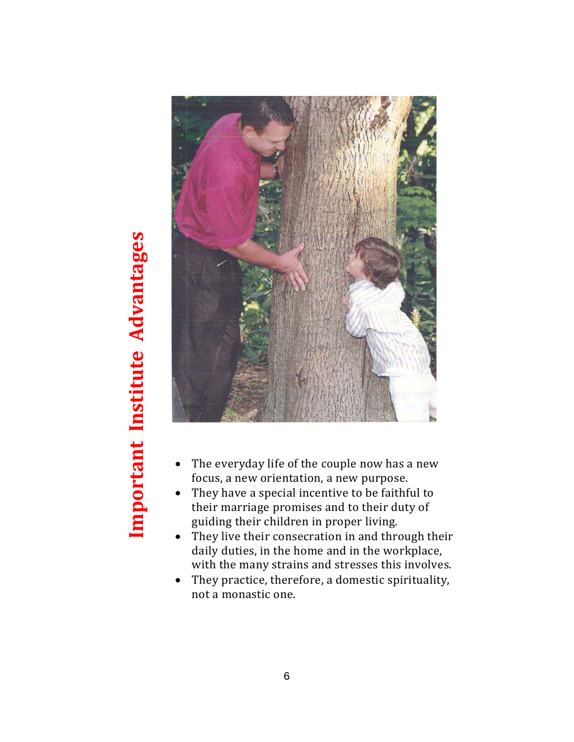# Important Institute Advantages

- The everyday life of the couple now has a new focus, a new orientation, a new purpose.
- They have a special incentive to be faithful to their marriage promises and to their duty of guiding their children in proper living.
- They live their consecration in and through their daily duties, in the home and in the workplace, with the many strains and stresses this involves.
- They practice, therefore, a domestic spirituality, not a monastic one.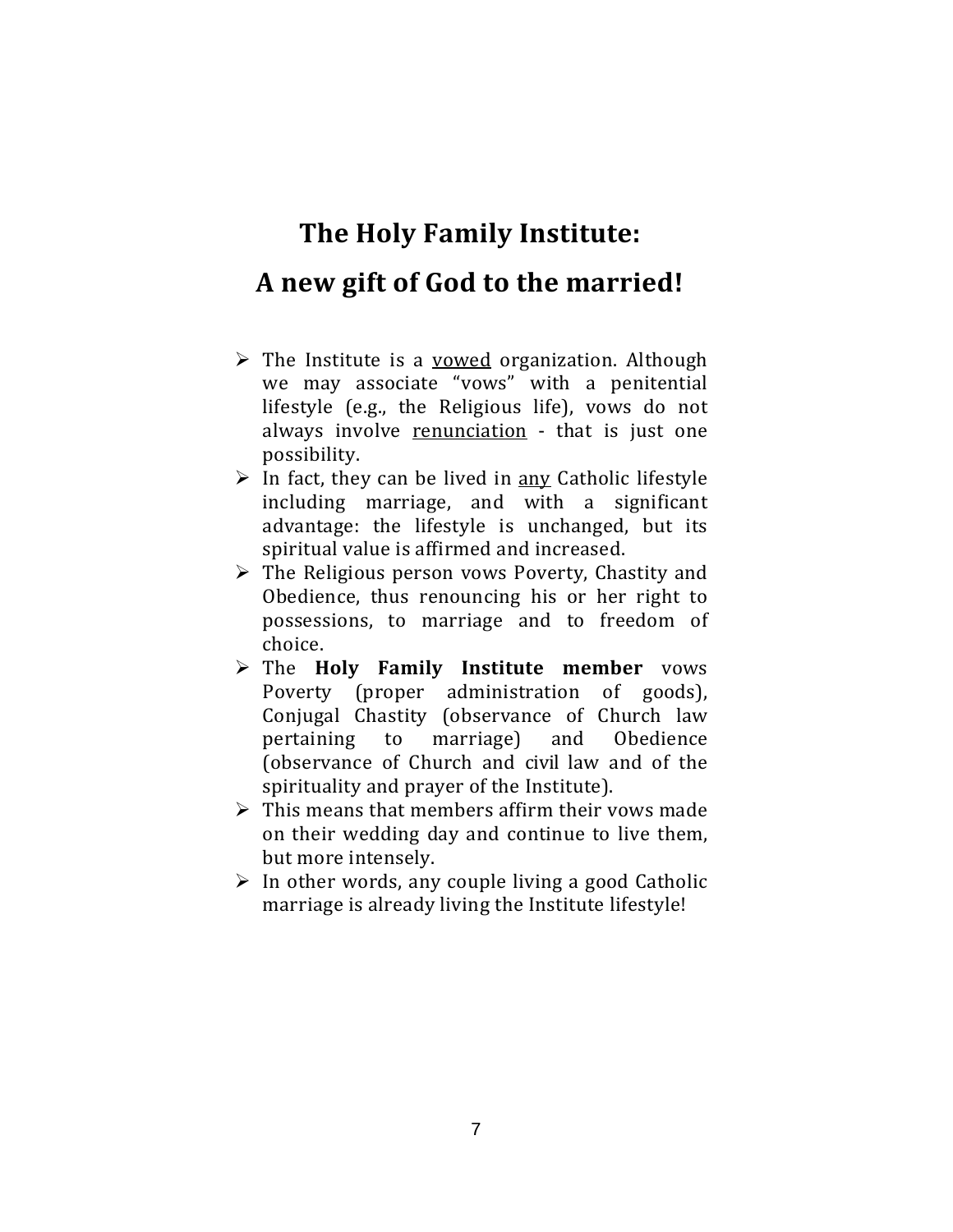# The Holy Family Institute:

# A new gift of God to the married!

- The Institute is a <u>vowed</u> organization. Although we may associate "vows" with a penitential lifestyle (e.g., the Religious life), vows do not always involve <u>renunciation</u> - that is just one possibility.
- In fact, they can be lived in <u>any</u> Catholic lifestyle including marriage, and with a significant advantage: the lifestyle is unchanged, but its spiritual value is affirmed and increased.
- The Religious person vows Poverty, Chastity and Obedience, thus renouncing his or her right to possessions, to marriage and to freedom of choice.
- The **Holy Family Institute member** vows Poverty (proper administration of goods), Conjugal Chastity (observance of Church law pertaining to marriage) and Obedience (observance of Church and civil law and of the spirituality and prayer of the Institute).
- This means that members affirm their vows made on their wedding day and continue to live them, but more intensely.
- In other words, any couple living a good Catholic marriage is already living the Institute lifestyle!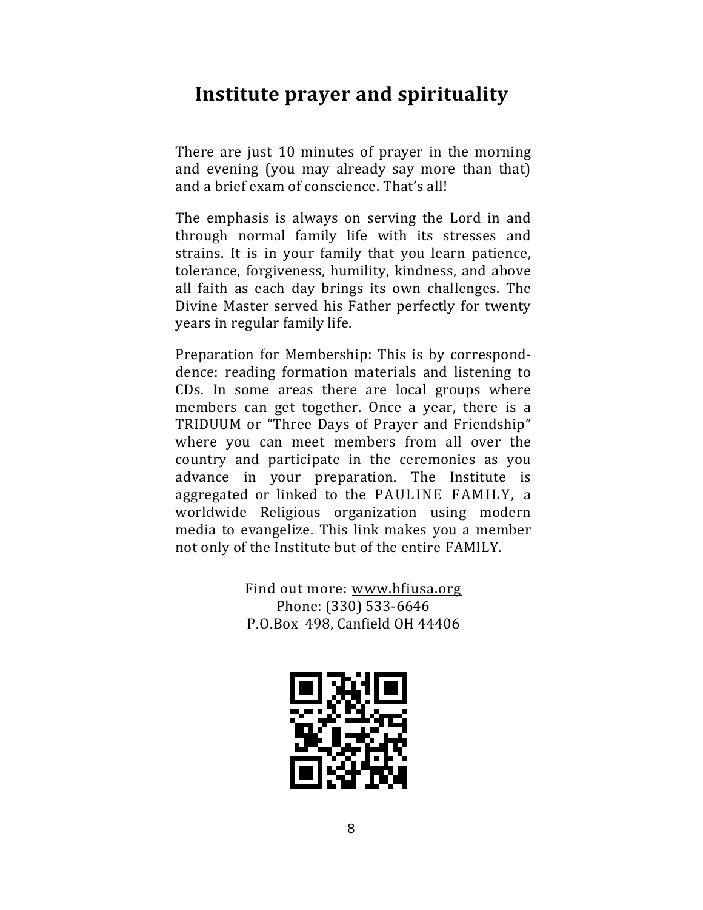## Institute prayer and spirituality

There are just 10 minutes of prayer in the morning and evening (you may already say more than that) and a brief exam of conscience. That's all!

The emphasis is always on serving the Lord in and through normal family life with its stresses and strains. It is in your family that you learn patience, tolerance, forgiveness, humility, kindness, and above all faith as each day brings its own challenges. The Divine Master served his Father perfectly for twenty years in regular family life.

Preparation for Membership: This is by correspondence: reading formation materials and listening to CDs. In some areas there are local groups where members can get together. Once a year, there is a TRIDUUM or "Three Days of Prayer and Friendship" where you can meet members from all over the country and participate in the ceremonies as you advance in your preparation. The Institute is aggregated or linked to the PAULINE FAMILY, a worldwide Religious organization using modern media to evangelize. This link makes you a member not only of the Institute but of the entire FAMILY.

Find out more: www.hfiusa.org
Phone: (330) 533-6646
P.O.Box 498, Canfield OH 44406